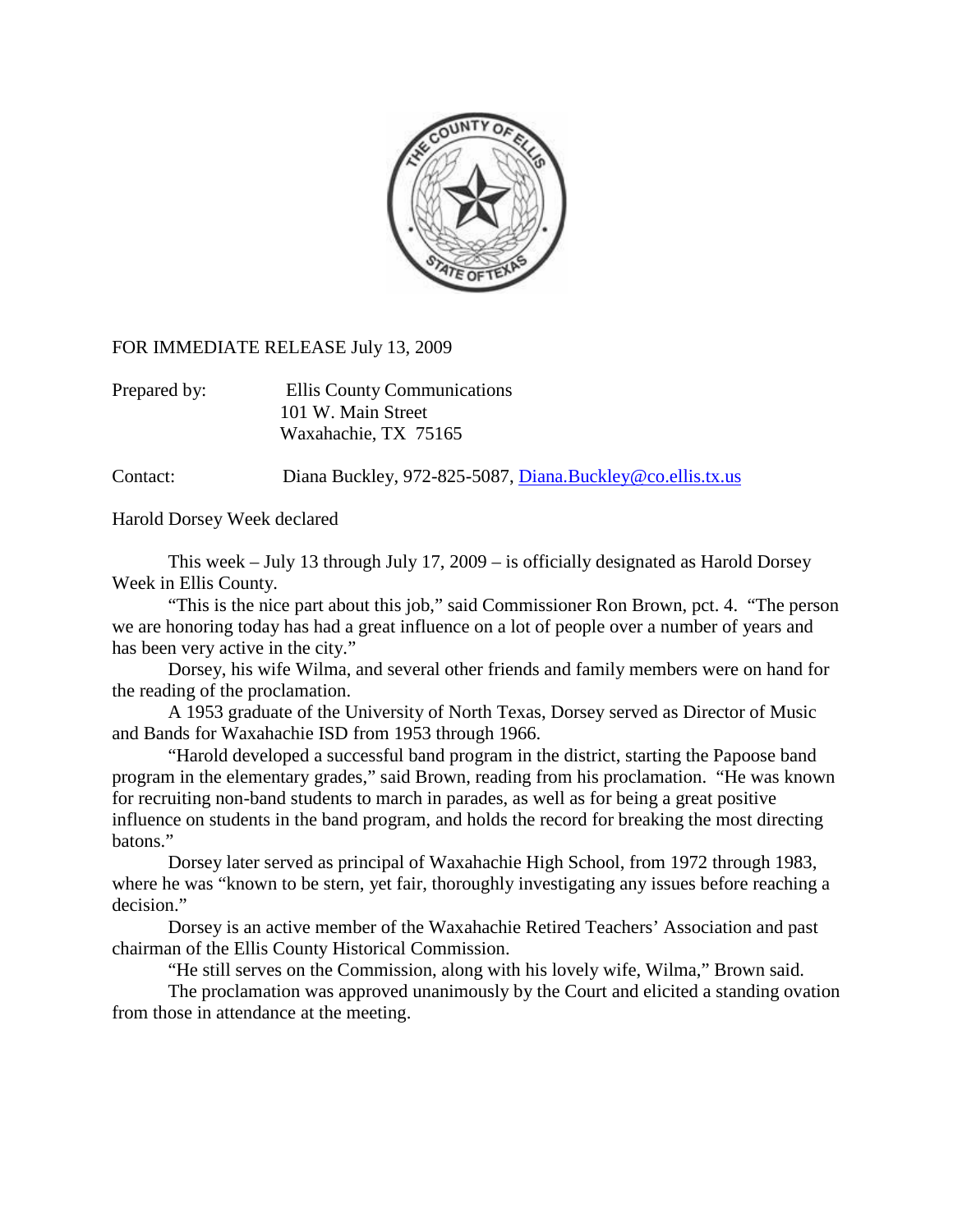FOR IMMEDIATE RELEASE July 13, 2009

Prepared by: Ellis County Communications
101 W. Main Street
Waxahachie, TX 75165

Contact: Diana Buckley, 972-825-5087, [Diana.Buckley@co.ellis.tx.us](mailto:Diana.Buckley@co.ellis.tx.us)

Harold Dorsey Week declared

This week – July 13 through July 17, 2009 – is officially designated as Harold Dorsey Week in Ellis County.

"This is the nice part about this job," said Commissioner Ron Brown, pct. 4. "The person we are honoring today has had a great influence on a lot of people over a number of years and has been very active in the city."

Dorsey, his wife Wilma, and several other friends and family members were on hand for the reading of the proclamation.

A 1953 graduate of the University of North Texas, Dorsey served as Director of Music and Bands for Waxahachie ISD from 1953 through 1966.

"Harold developed a successful band program in the district, starting the Papoose band program in the elementary grades," said Brown, reading from his proclamation. "He was known for recruiting non-band students to march in parades, as well as for being a great positive influence on students in the band program, and holds the record for breaking the most directing batons."

Dorsey later served as principal of Waxahachie High School, from 1972 through 1983, where he was "known to be stern, yet fair, thoroughly investigating any issues before reaching a decision."

Dorsey is an active member of the Waxahachie Retired Teachers' Association and past chairman of the Ellis County Historical Commission.

"He still serves on the Commission, along with his lovely wife, Wilma," Brown said.

The proclamation was approved unanimously by the Court and elicited a standing ovation from those in attendance at the meeting.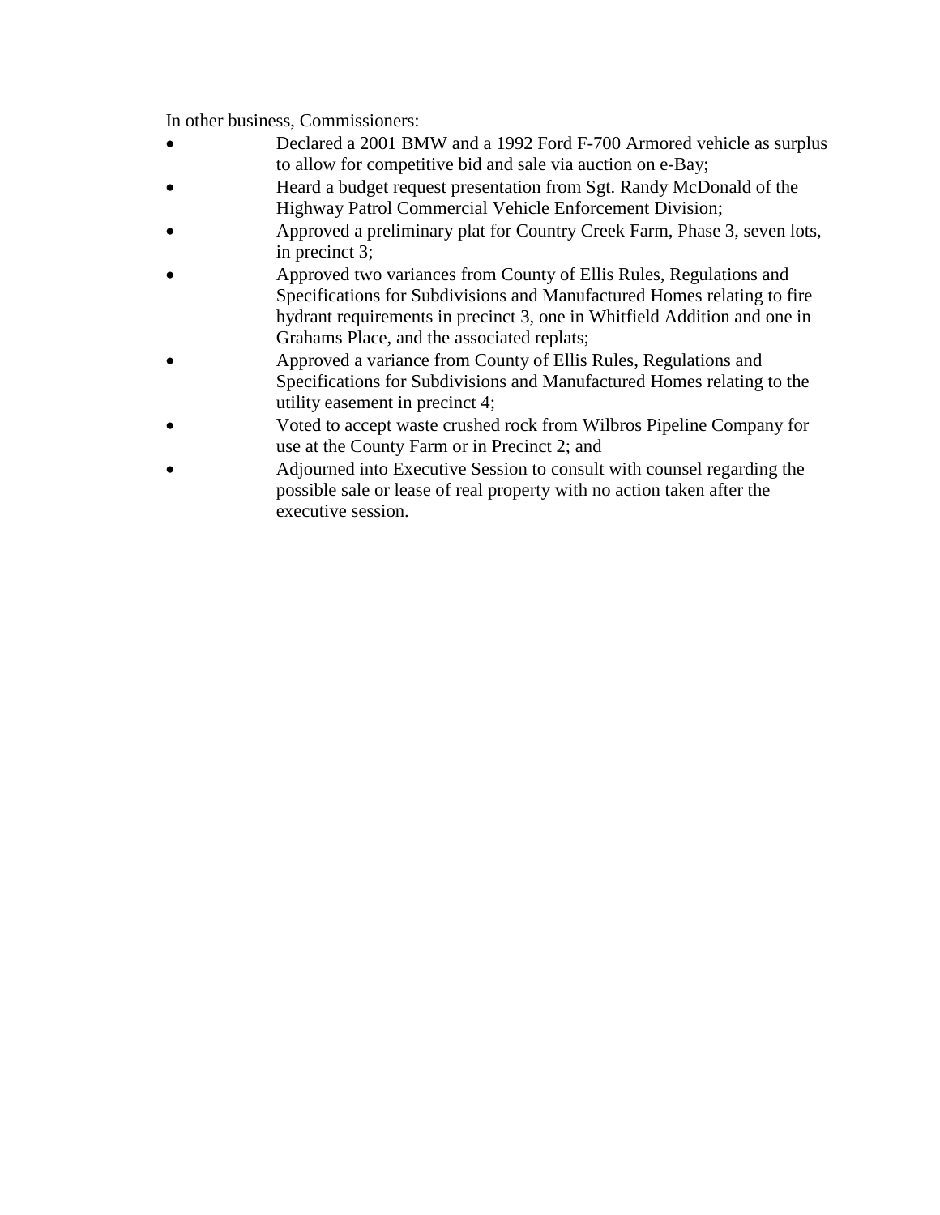In other business, Commissioners:

- Declared a 2001 BMW and a 1992 Ford F-700 Armored vehicle as surplus to allow for competitive bid and sale via auction on e-Bay;
- Heard a budget request presentation from Sgt. Randy McDonald of the Highway Patrol Commercial Vehicle Enforcement Division;
- Approved a preliminary plat for Country Creek Farm, Phase 3, seven lots, in precinct 3;
- Approved two variances from County of Ellis Rules, Regulations and Specifications for Subdivisions and Manufactured Homes relating to fire hydrant requirements in precinct 3, one in Whitfield Addition and one in Grahams Place, and the associated replats;
- Approved a variance from County of Ellis Rules, Regulations and Specifications for Subdivisions and Manufactured Homes relating to the utility easement in precinct 4;
- Voted to accept waste crushed rock from Wilbros Pipeline Company for use at the County Farm or in Precinct 2; and
- Adjourned into Executive Session to consult with counsel regarding the possible sale or lease of real property with no action taken after the executive session.